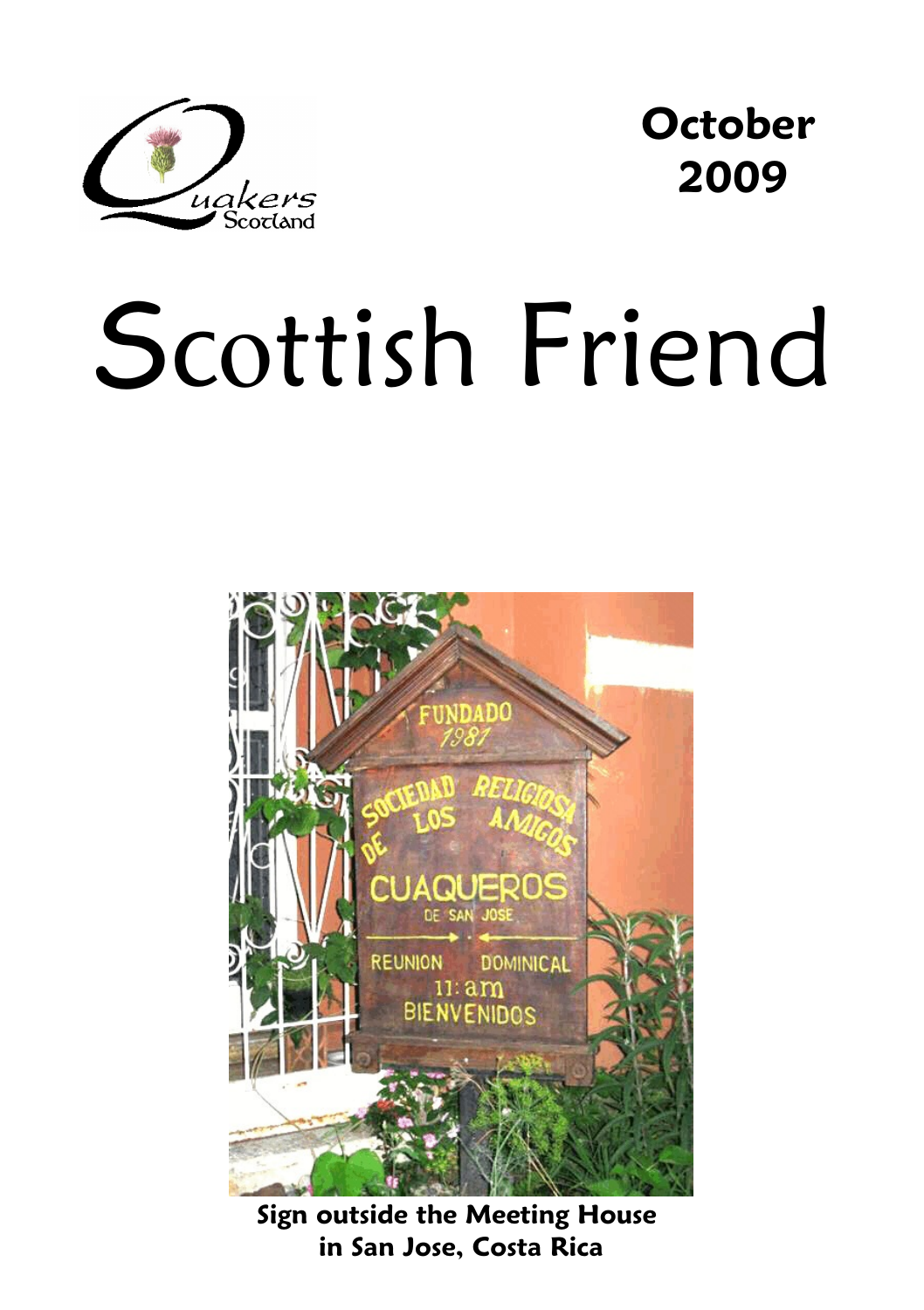Quakers Scotland

**October 2009**

# Scottish Friend

**Sign outside the Meeting House in San Jose, Costa Rica**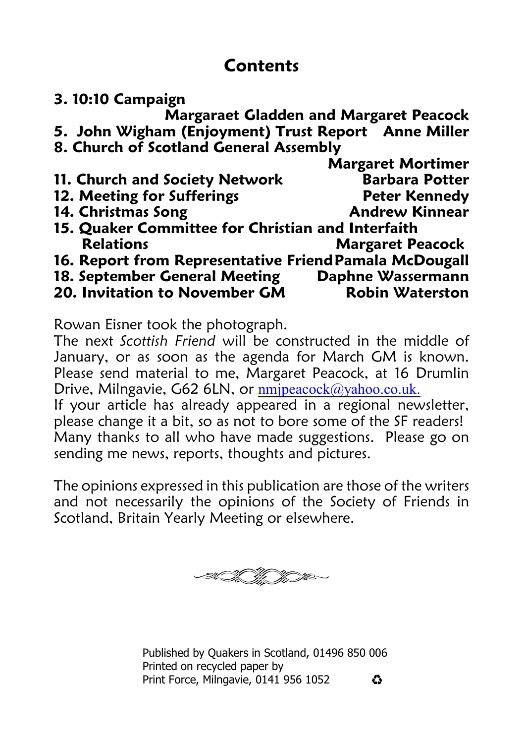# Contents

**3. 10:10 Campaign** — **Margaraet Gladden and Margaret Peacock**

**5. John Wigham (Enjoyment) Trust Report** — **Anne Miller**

**8. Church of Scotland General Assembly** — **Margaret Mortimer**

**11. Church and Society Network** — **Barbara Potter**

**12. Meeting for Sufferings** — **Peter Kennedy**

**14. Christmas Song** — **Andrew Kinnear**

**15. Quaker Committee for Christian and Interfaith Relations** — **Margaret Peacock**

**16. Report from Representative Friend** — **Pamala McDougall**

**18. September General Meeting** — **Daphne Wassermann**

**20. Invitation to November GM** — **Robin Waterston**

Rowan Eisner took the photograph.

The next *Scottish Friend* will be constructed in the middle of January, or as soon as the agenda for March GM is known. Please send material to me, Margaret Peacock, at 16 Drumlin Drive, Milngavie, G62 6LN, or nmjpeacock@yahoo.co.uk.

If your article has already appeared in a regional newsletter, please change it a bit, so as not to bore some of the SF readers! Many thanks to all who have made suggestions. Please go on sending me news, reports, thoughts and pictures.

The opinions expressed in this publication are those of the writers and not necessarily the opinions of the Society of Friends in Scotland, Britain Yearly Meeting or elsewhere.

Published by Quakers in Scotland, 01496 850 006
Printed on recycled paper by
Print Force, Milngavie, 0141 956 1052 ♻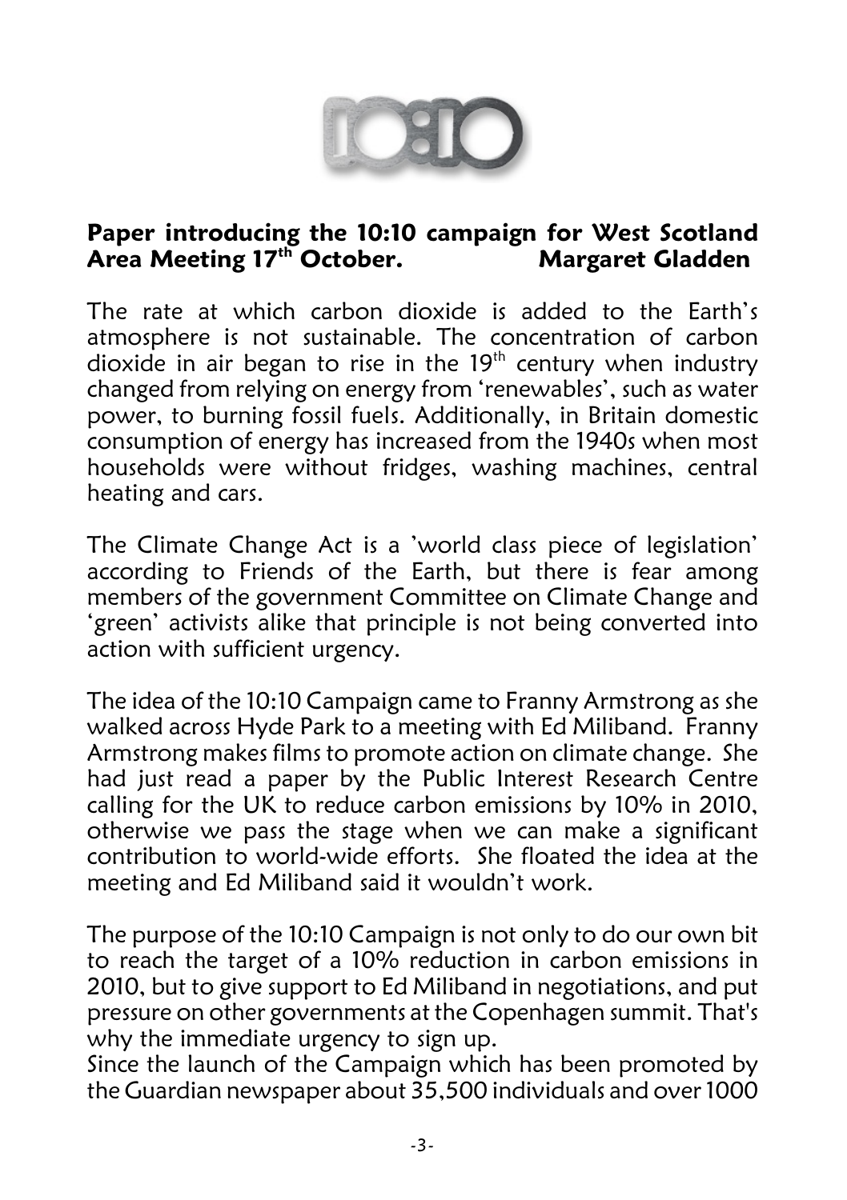## Paper introducing the 10:10 campaign for West Scotland Area Meeting 17th October. Margaret Gladden

The rate at which carbon dioxide is added to the Earth's atmosphere is not sustainable. The concentration of carbon dioxide in air began to rise in the 19th century when industry changed from relying on energy from 'renewables', such as water power, to burning fossil fuels. Additionally, in Britain domestic consumption of energy has increased from the 1940s when most households were without fridges, washing machines, central heating and cars.

The Climate Change Act is a 'world class piece of legislation' according to Friends of the Earth, but there is fear among members of the government Committee on Climate Change and 'green' activists alike that principle is not being converted into action with sufficient urgency.

The idea of the 10:10 Campaign came to Franny Armstrong as she walked across Hyde Park to a meeting with Ed Miliband. Franny Armstrong makes films to promote action on climate change. She had just read a paper by the Public Interest Research Centre calling for the UK to reduce carbon emissions by 10% in 2010, otherwise we pass the stage when we can make a significant contribution to world-wide efforts. She floated the idea at the meeting and Ed Miliband said it wouldn't work.

The purpose of the 10:10 Campaign is not only to do our own bit to reach the target of a 10% reduction in carbon emissions in 2010, but to give support to Ed Miliband in negotiations, and put pressure on other governments at the Copenhagen summit. That's why the immediate urgency to sign up.
Since the launch of the Campaign which has been promoted by the Guardian newspaper about 35,500 individuals and over 1000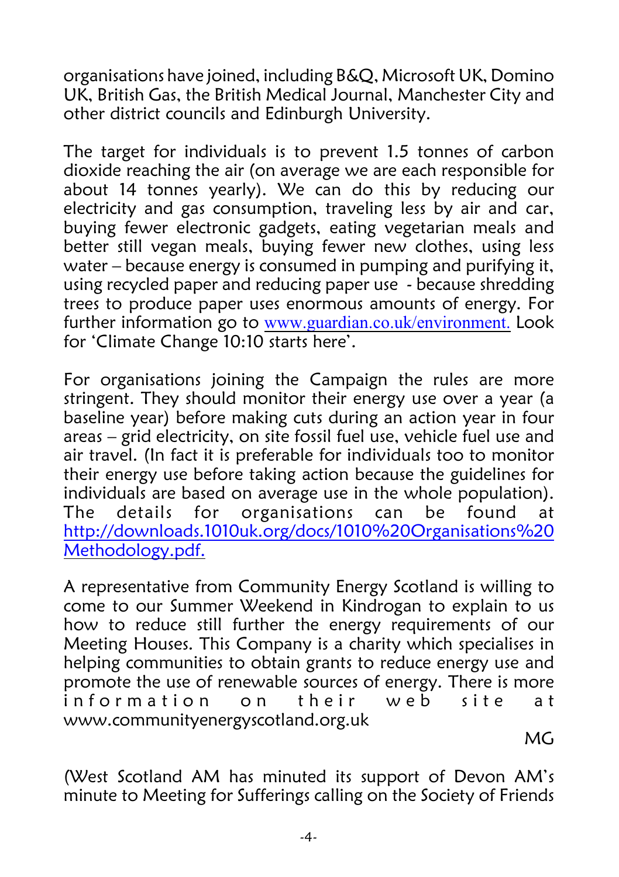organisations have joined, including B&Q, Microsoft UK, Domino UK, British Gas, the British Medical Journal, Manchester City and other district councils and Edinburgh University.

The target for individuals is to prevent 1.5 tonnes of carbon dioxide reaching the air (on average we are each responsible for about 14 tonnes yearly). We can do this by reducing our electricity and gas consumption, traveling less by air and car, buying fewer electronic gadgets, eating vegetarian meals and better still vegan meals, buying fewer new clothes, using less water – because energy is consumed in pumping and purifying it, using recycled paper and reducing paper use - because shredding trees to produce paper uses enormous amounts of energy. For further information go to www.guardian.co.uk/environment. Look for 'Climate Change 10:10 starts here'.

For organisations joining the Campaign the rules are more stringent. They should monitor their energy use over a year (a baseline year) before making cuts during an action year in four areas – grid electricity, on site fossil fuel use, vehicle fuel use and air travel. (In fact it is preferable for individuals too to monitor their energy use before taking action because the guidelines for individuals are based on average use in the whole population). The details for organisations can be found at http://downloads.1010uk.org/docs/1010%20Organisations%20Methodology.pdf.

A representative from Community Energy Scotland is willing to come to our Summer Weekend in Kindrogan to explain to us how to reduce still further the energy requirements of our Meeting Houses. This Company is a charity which specialises in helping communities to obtain grants to reduce energy use and promote the use of renewable sources of energy. There is more information on their web site at www.communityenergyscotland.org.uk

MG

(West Scotland AM has minuted its support of Devon AM's minute to Meeting for Sufferings calling on the Society of Friends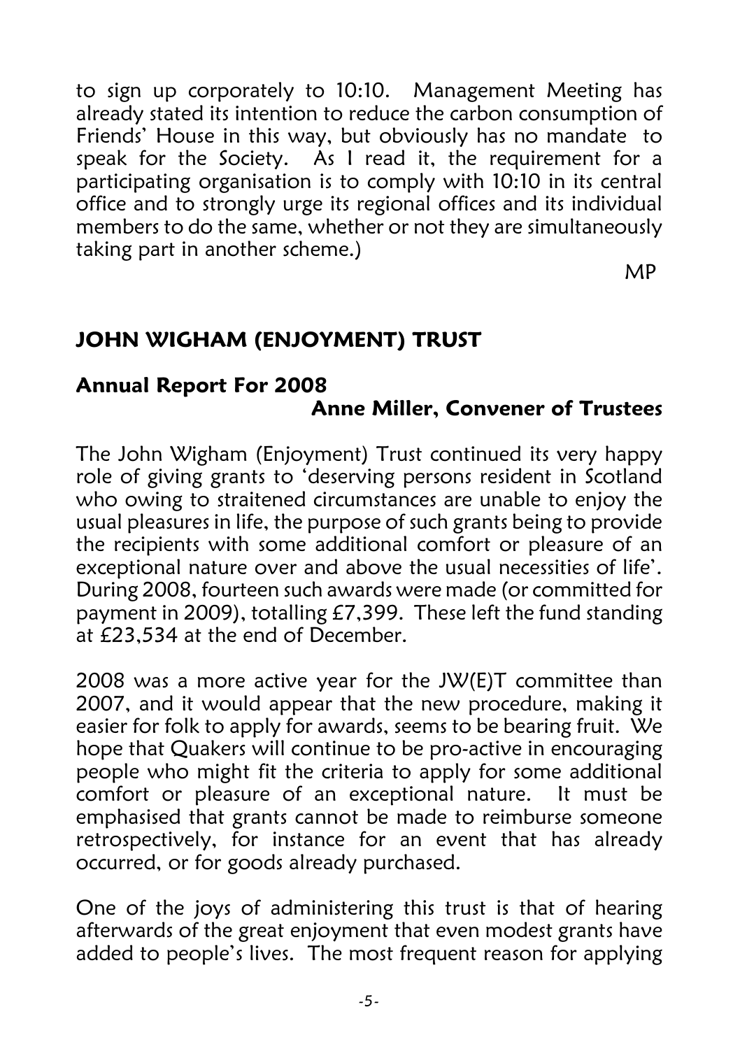to sign up corporately to 10:10. Management Meeting has already stated its intention to reduce the carbon consumption of Friends' House in this way, but obviously has no mandate to speak for the Society. As I read it, the requirement for a participating organisation is to comply with 10:10 in its central office and to strongly urge its regional offices and its individual members to do the same, whether or not they are simultaneously taking part in another scheme.)

MP

## JOHN WIGHAM (ENJOYMENT) TRUST

### Annual Report For 2008

**Anne Miller, Convener of Trustees**

The John Wigham (Enjoyment) Trust continued its very happy role of giving grants to 'deserving persons resident in Scotland who owing to straitened circumstances are unable to enjoy the usual pleasures in life, the purpose of such grants being to provide the recipients with some additional comfort or pleasure of an exceptional nature over and above the usual necessities of life'. During 2008, fourteen such awards were made (or committed for payment in 2009), totalling £7,399. These left the fund standing at £23,534 at the end of December.

2008 was a more active year for the JW(E)T committee than 2007, and it would appear that the new procedure, making it easier for folk to apply for awards, seems to be bearing fruit. We hope that Quakers will continue to be pro-active in encouraging people who might fit the criteria to apply for some additional comfort or pleasure of an exceptional nature. It must be emphasised that grants cannot be made to reimburse someone retrospectively, for instance for an event that has already occurred, or for goods already purchased.

One of the joys of administering this trust is that of hearing afterwards of the great enjoyment that even modest grants have added to people's lives. The most frequent reason for applying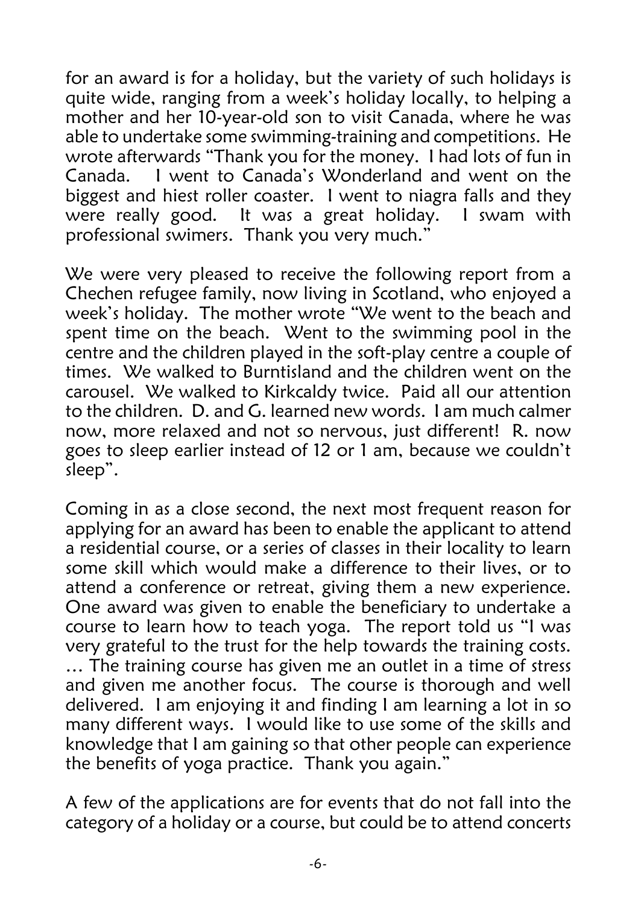for an award is for a holiday, but the variety of such holidays is quite wide, ranging from a week's holiday locally, to helping a mother and her 10-year-old son to visit Canada, where he was able to undertake some swimming-training and competitions. He wrote afterwards "Thank you for the money. I had lots of fun in Canada. I went to Canada's Wonderland and went on the biggest and hiest roller coaster. I went to niagra falls and they were really good. It was a great holiday. I swam with professional swimers. Thank you very much."

We were very pleased to receive the following report from a Chechen refugee family, now living in Scotland, who enjoyed a week's holiday. The mother wrote "We went to the beach and spent time on the beach. Went to the swimming pool in the centre and the children played in the soft-play centre a couple of times. We walked to Burntisland and the children went on the carousel. We walked to Kirkcaldy twice. Paid all our attention to the children. D. and G. learned new words. I am much calmer now, more relaxed and not so nervous, just different! R. now goes to sleep earlier instead of 12 or 1 am, because we couldn't sleep".

Coming in as a close second, the next most frequent reason for applying for an award has been to enable the applicant to attend a residential course, or a series of classes in their locality to learn some skill which would make a difference to their lives, or to attend a conference or retreat, giving them a new experience. One award was given to enable the beneficiary to undertake a course to learn how to teach yoga. The report told us "I was very grateful to the trust for the help towards the training costs. … The training course has given me an outlet in a time of stress and given me another focus. The course is thorough and well delivered. I am enjoying it and finding I am learning a lot in so many different ways. I would like to use some of the skills and knowledge that I am gaining so that other people can experience the benefits of yoga practice. Thank you again."

A few of the applications are for events that do not fall into the category of a holiday or a course, but could be to attend concerts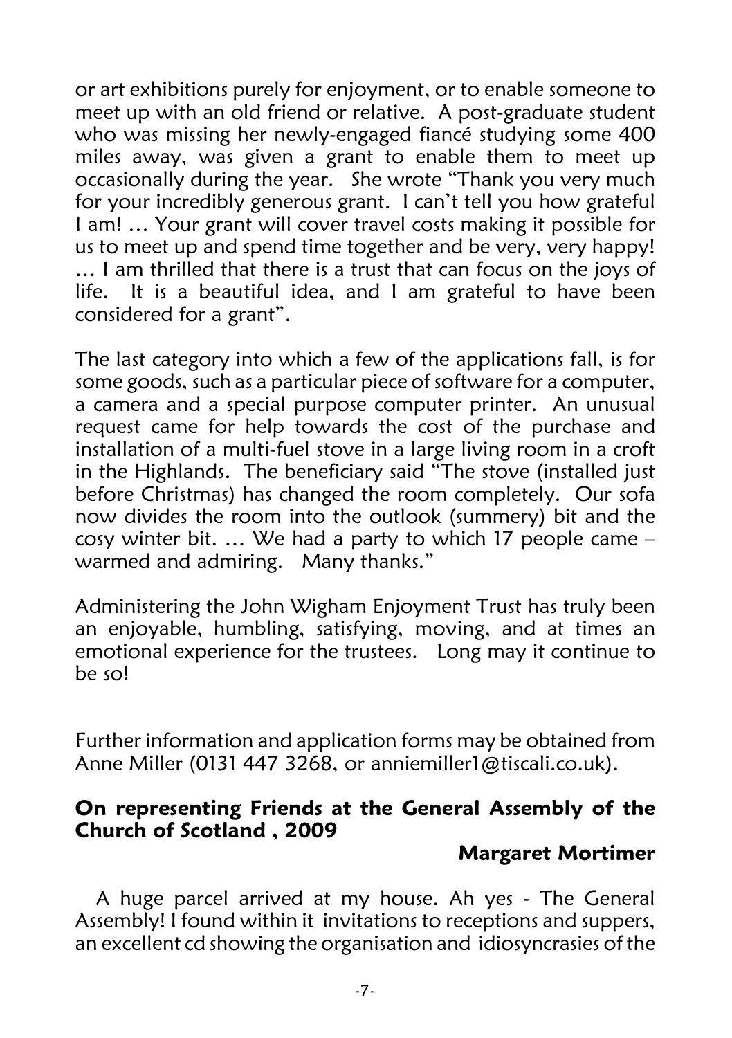or art exhibitions purely for enjoyment, or to enable someone to meet up with an old friend or relative. A post-graduate student who was missing her newly-engaged fiancé studying some 400 miles away, was given a grant to enable them to meet up occasionally during the year. She wrote "Thank you very much for your incredibly generous grant. I can't tell you how grateful I am! … Your grant will cover travel costs making it possible for us to meet up and spend time together and be very, very happy! … I am thrilled that there is a trust that can focus on the joys of life. It is a beautiful idea, and I am grateful to have been considered for a grant".

The last category into which a few of the applications fall, is for some goods, such as a particular piece of software for a computer, a camera and a special purpose computer printer. An unusual request came for help towards the cost of the purchase and installation of a multi-fuel stove in a large living room in a croft in the Highlands. The beneficiary said "The stove (installed just before Christmas) has changed the room completely. Our sofa now divides the room into the outlook (summery) bit and the cosy winter bit. … We had a party to which 17 people came – warmed and admiring. Many thanks."

Administering the John Wigham Enjoyment Trust has truly been an enjoyable, humbling, satisfying, moving, and at times an emotional experience for the trustees. Long may it continue to be so!

Further information and application forms may be obtained from Anne Miller (0131 447 3268, or anniemiller1@tiscali.co.uk).

## On representing Friends at the General Assembly of the Church of Scotland , 2009

**Margaret Mortimer**

A huge parcel arrived at my house. Ah yes - The General Assembly! I found within it invitations to receptions and suppers, an excellent cd showing the organisation and idiosyncrasies of the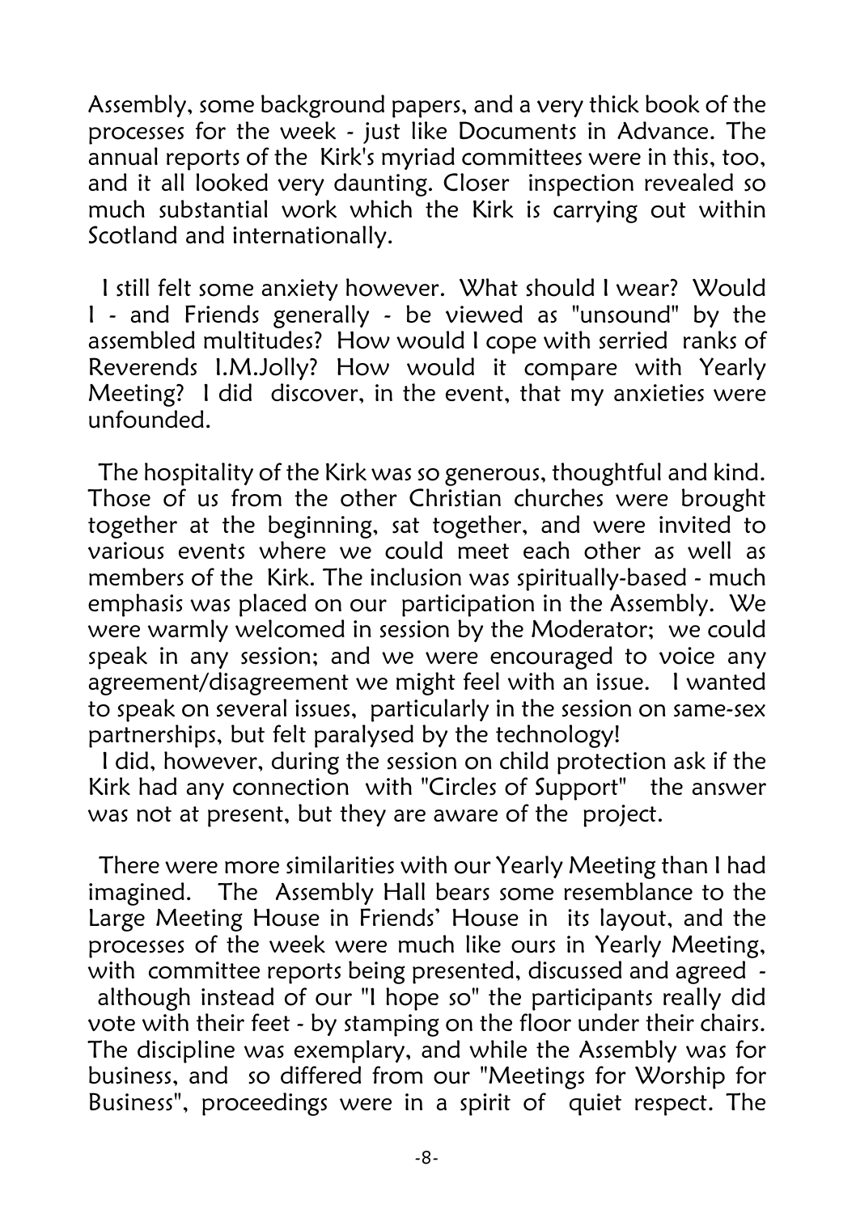Assembly, some background papers, and a very thick book of the processes for the week - just like Documents in Advance. The annual reports of the Kirk's myriad committees were in this, too, and it all looked very daunting. Closer inspection revealed so much substantial work which the Kirk is carrying out within Scotland and internationally.

I still felt some anxiety however. What should I wear? Would I - and Friends generally - be viewed as "unsound" by the assembled multitudes? How would I cope with serried ranks of Reverends I.M.Jolly? How would it compare with Yearly Meeting? I did discover, in the event, that my anxieties were unfounded.

The hospitality of the Kirk was so generous, thoughtful and kind. Those of us from the other Christian churches were brought together at the beginning, sat together, and were invited to various events where we could meet each other as well as members of the Kirk. The inclusion was spiritually-based - much emphasis was placed on our participation in the Assembly. We were warmly welcomed in session by the Moderator; we could speak in any session; and we were encouraged to voice any agreement/disagreement we might feel with an issue. I wanted to speak on several issues, particularly in the session on same-sex partnerships, but felt paralysed by the technology!

I did, however, during the session on child protection ask if the Kirk had any connection with "Circles of Support" the answer was not at present, but they are aware of the project.

There were more similarities with our Yearly Meeting than I had imagined. The Assembly Hall bears some resemblance to the Large Meeting House in Friends' House in its layout, and the processes of the week were much like ours in Yearly Meeting, with committee reports being presented, discussed and agreed - although instead of our "I hope so" the participants really did vote with their feet - by stamping on the floor under their chairs. The discipline was exemplary, and while the Assembly was for business, and so differed from our "Meetings for Worship for Business", proceedings were in a spirit of quiet respect. The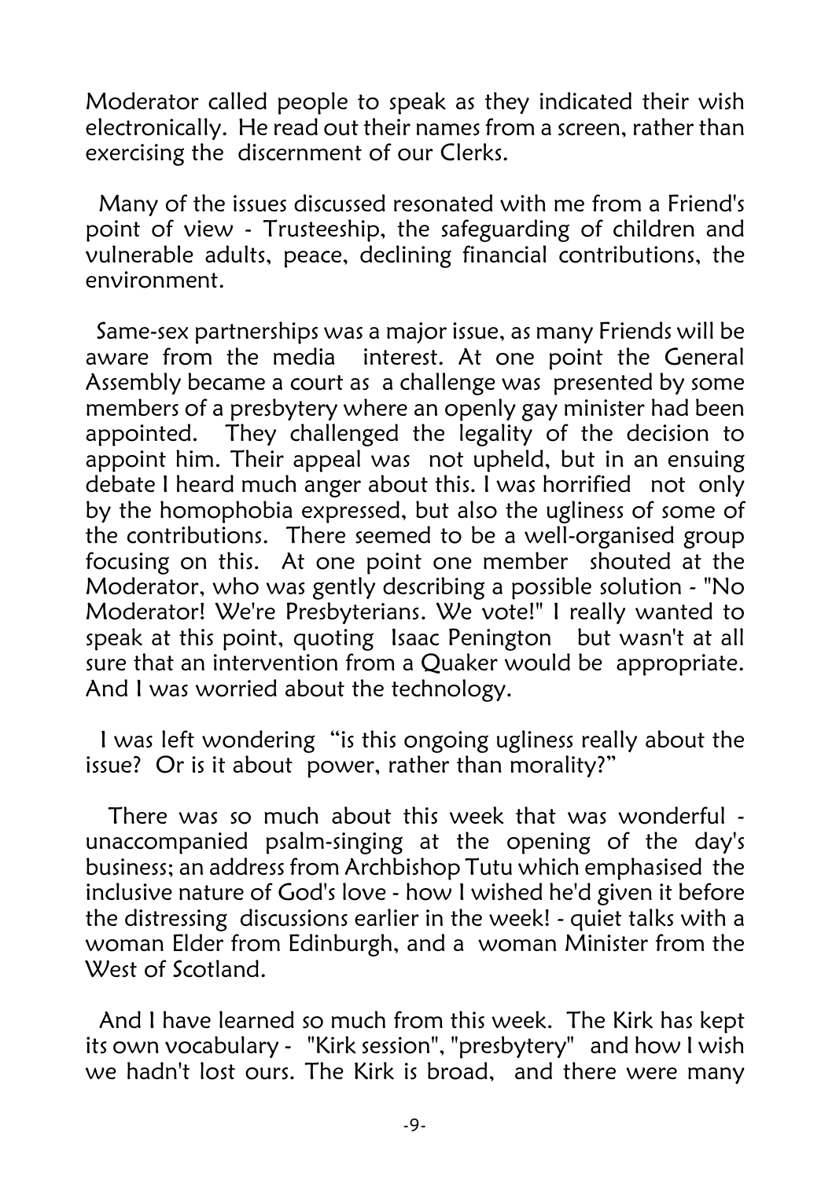Moderator called people to speak as they indicated their wish electronically. He read out their names from a screen, rather than exercising the discernment of our Clerks.

Many of the issues discussed resonated with me from a Friend's point of view - Trusteeship, the safeguarding of children and vulnerable adults, peace, declining financial contributions, the environment.

Same-sex partnerships was a major issue, as many Friends will be aware from the media interest. At one point the General Assembly became a court as a challenge was presented by some members of a presbytery where an openly gay minister had been appointed. They challenged the legality of the decision to appoint him. Their appeal was not upheld, but in an ensuing debate I heard much anger about this. I was horrified not only by the homophobia expressed, but also the ugliness of some of the contributions. There seemed to be a well-organised group focusing on this. At one point one member shouted at the Moderator, who was gently describing a possible solution - "No Moderator! We're Presbyterians. We vote!" I really wanted to speak at this point, quoting Isaac Penington but wasn't at all sure that an intervention from a Quaker would be appropriate. And I was worried about the technology.

I was left wondering "is this ongoing ugliness really about the issue? Or is it about power, rather than morality?"

There was so much about this week that was wonderful - unaccompanied psalm-singing at the opening of the day's business; an address from Archbishop Tutu which emphasised the inclusive nature of God's love - how I wished he'd given it before the distressing discussions earlier in the week! - quiet talks with a woman Elder from Edinburgh, and a woman Minister from the West of Scotland.

And I have learned so much from this week. The Kirk has kept its own vocabulary - "Kirk session", "presbytery" and how I wish we hadn't lost ours. The Kirk is broad, and there were many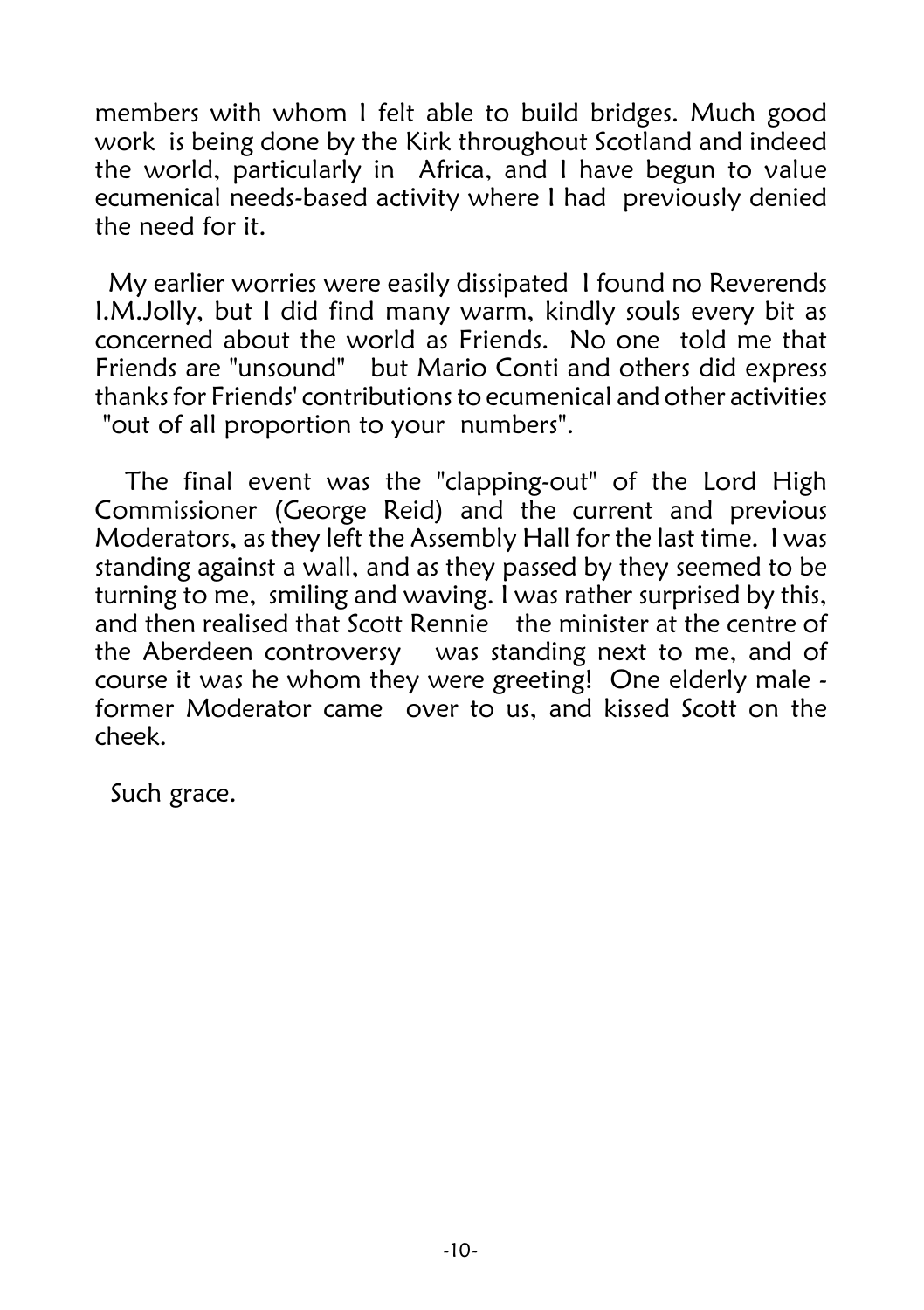members with whom I felt able to build bridges. Much good work is being done by the Kirk throughout Scotland and indeed the world, particularly in Africa, and I have begun to value ecumenical needs-based activity where I had previously denied the need for it.

My earlier worries were easily dissipated I found no Reverends I.M.Jolly, but I did find many warm, kindly souls every bit as concerned about the world as Friends. No one told me that Friends are "unsound" but Mario Conti and others did express thanks for Friends' contributions to ecumenical and other activities "out of all proportion to your numbers".

The final event was the "clapping-out" of the Lord High Commissioner (George Reid) and the current and previous Moderators, as they left the Assembly Hall for the last time. I was standing against a wall, and as they passed by they seemed to be turning to me, smiling and waving. I was rather surprised by this, and then realised that Scott Rennie the minister at the centre of the Aberdeen controversy was standing next to me, and of course it was he whom they were greeting! One elderly male - former Moderator came over to us, and kissed Scott on the cheek.

Such grace.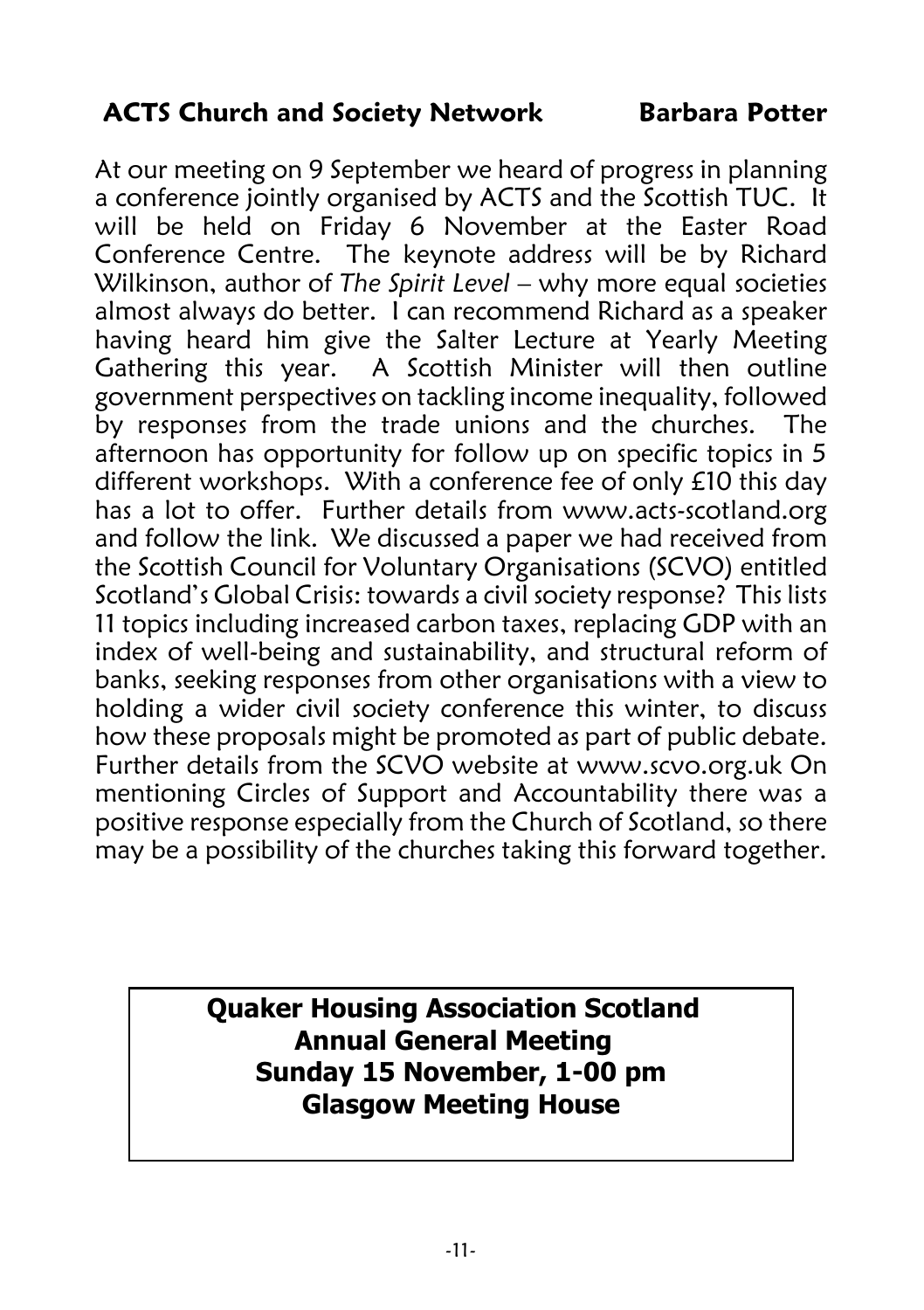## ACTS Church and Society Network — Barbara Potter

At our meeting on 9 September we heard of progress in planning a conference jointly organised by ACTS and the Scottish TUC. It will be held on Friday 6 November at the Easter Road Conference Centre. The keynote address will be by Richard Wilkinson, author of *The Spirit Level* – why more equal societies almost always do better. I can recommend Richard as a speaker having heard him give the Salter Lecture at Yearly Meeting Gathering this year. A Scottish Minister will then outline government perspectives on tackling income inequality, followed by responses from the trade unions and the churches. The afternoon has opportunity for follow up on specific topics in 5 different workshops. With a conference fee of only £10 this day has a lot to offer. Further details from www.acts-scotland.org and follow the link. We discussed a paper we had received from the Scottish Council for Voluntary Organisations (SCVO) entitled Scotland's Global Crisis: towards a civil society response? This lists 11 topics including increased carbon taxes, replacing GDP with an index of well-being and sustainability, and structural reform of banks, seeking responses from other organisations with a view to holding a wider civil society conference this winter, to discuss how these proposals might be promoted as part of public debate. Further details from the SCVO website at www.scvo.org.uk On mentioning Circles of Support and Accountability there was a positive response especially from the Church of Scotland, so there may be a possibility of the churches taking this forward together.

**Quaker Housing Association Scotland**
**Annual General Meeting**
**Sunday 15 November, 1-00 pm**
**Glasgow Meeting House**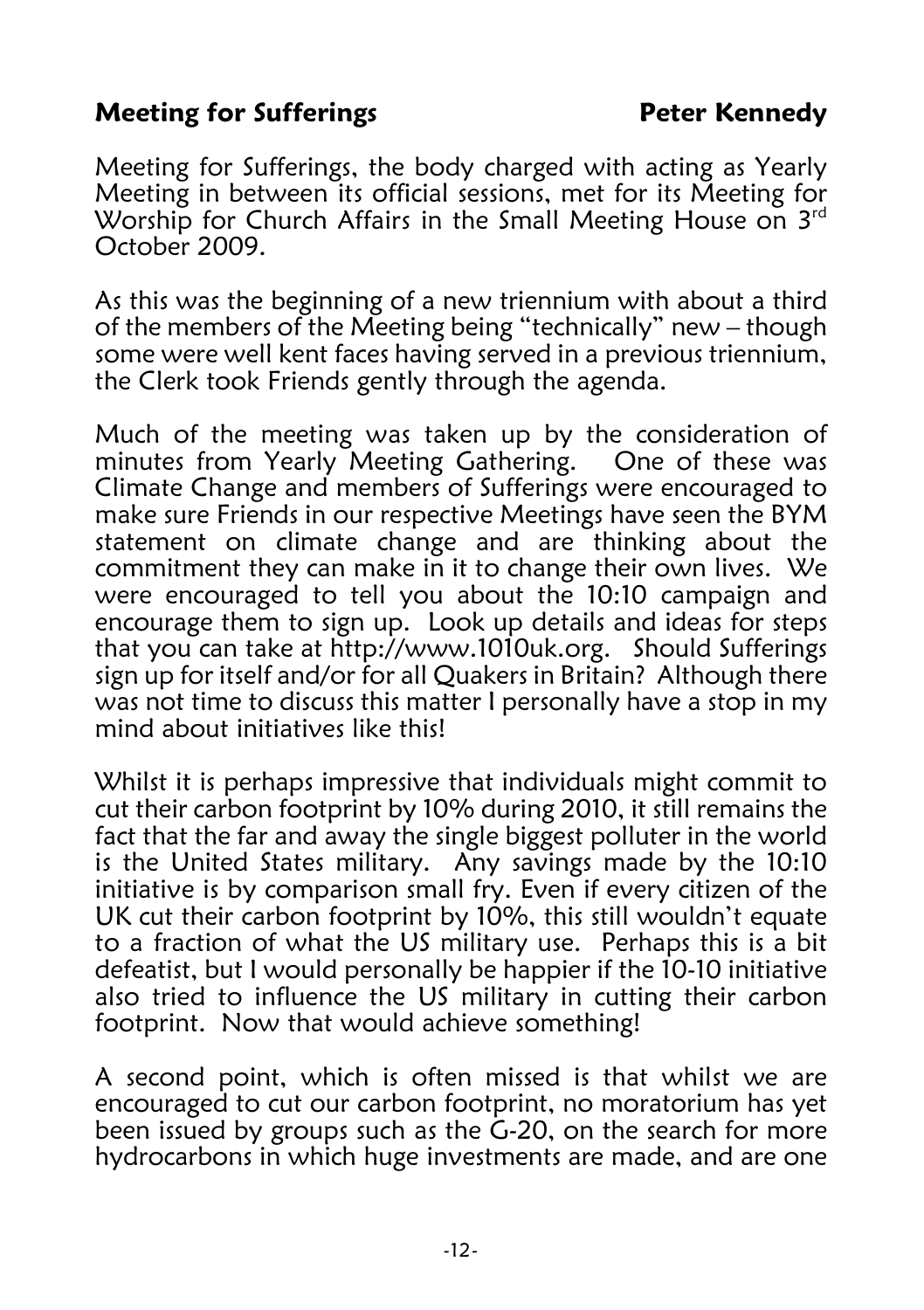## Meeting for Sufferings — Peter Kennedy

Meeting for Sufferings, the body charged with acting as Yearly Meeting in between its official sessions, met for its Meeting for Worship for Church Affairs in the Small Meeting House on 3rd October 2009.

As this was the beginning of a new triennium with about a third of the members of the Meeting being "technically" new – though some were well kent faces having served in a previous triennium, the Clerk took Friends gently through the agenda.

Much of the meeting was taken up by the consideration of minutes from Yearly Meeting Gathering. One of these was Climate Change and members of Sufferings were encouraged to make sure Friends in our respective Meetings have seen the BYM statement on climate change and are thinking about the commitment they can make in it to change their own lives. We were encouraged to tell you about the 10:10 campaign and encourage them to sign up. Look up details and ideas for steps that you can take at http://www.1010uk.org. Should Sufferings sign up for itself and/or for all Quakers in Britain? Although there was not time to discuss this matter I personally have a stop in my mind about initiatives like this!

Whilst it is perhaps impressive that individuals might commit to cut their carbon footprint by 10% during 2010, it still remains the fact that the far and away the single biggest polluter in the world is the United States military. Any savings made by the 10:10 initiative is by comparison small fry. Even if every citizen of the UK cut their carbon footprint by 10%, this still wouldn't equate to a fraction of what the US military use. Perhaps this is a bit defeatist, but I would personally be happier if the 10-10 initiative also tried to influence the US military in cutting their carbon footprint. Now that would achieve something!

A second point, which is often missed is that whilst we are encouraged to cut our carbon footprint, no moratorium has yet been issued by groups such as the G-20, on the search for more hydrocarbons in which huge investments are made, and are one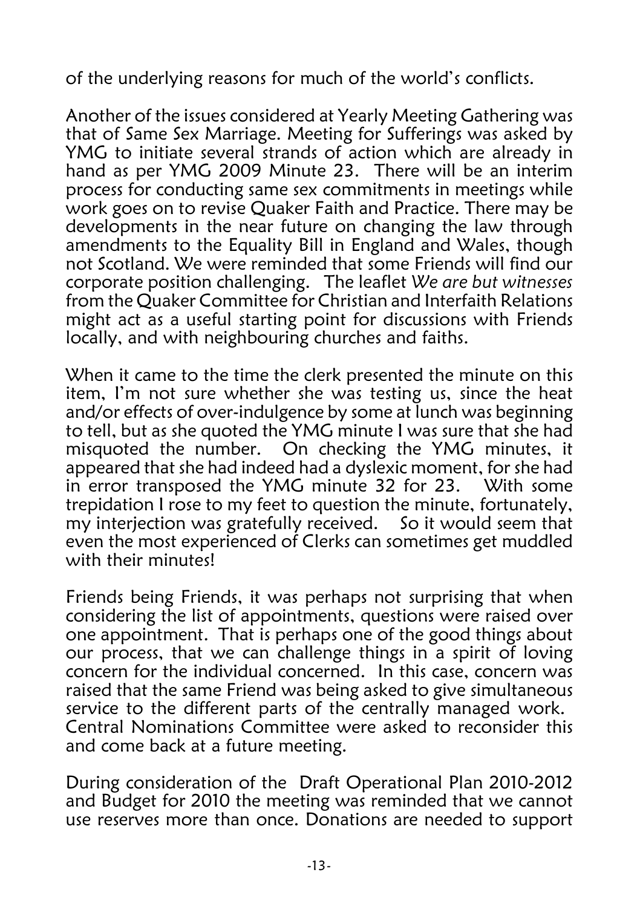of the underlying reasons for much of the world's conflicts.

Another of the issues considered at Yearly Meeting Gathering was that of Same Sex Marriage. Meeting for Sufferings was asked by YMG to initiate several strands of action which are already in hand as per YMG 2009 Minute 23. There will be an interim process for conducting same sex commitments in meetings while work goes on to revise Quaker Faith and Practice. There may be developments in the near future on changing the law through amendments to the Equality Bill in England and Wales, though not Scotland. We were reminded that some Friends will find our corporate position challenging. The leaflet *We are but witnesses* from the Quaker Committee for Christian and Interfaith Relations might act as a useful starting point for discussions with Friends locally, and with neighbouring churches and faiths.

When it came to the time the clerk presented the minute on this item, I'm not sure whether she was testing us, since the heat and/or effects of over-indulgence by some at lunch was beginning to tell, but as she quoted the YMG minute I was sure that she had misquoted the number. On checking the YMG minutes, it appeared that she had indeed had a dyslexic moment, for she had in error transposed the YMG minute 32 for 23. With some trepidation I rose to my feet to question the minute, fortunately, my interjection was gratefully received. So it would seem that even the most experienced of Clerks can sometimes get muddled with their minutes!

Friends being Friends, it was perhaps not surprising that when considering the list of appointments, questions were raised over one appointment. That is perhaps one of the good things about our process, that we can challenge things in a spirit of loving concern for the individual concerned. In this case, concern was raised that the same Friend was being asked to give simultaneous service to the different parts of the centrally managed work. Central Nominations Committee were asked to reconsider this and come back at a future meeting.

During consideration of the Draft Operational Plan 2010-2012 and Budget for 2010 the meeting was reminded that we cannot use reserves more than once. Donations are needed to support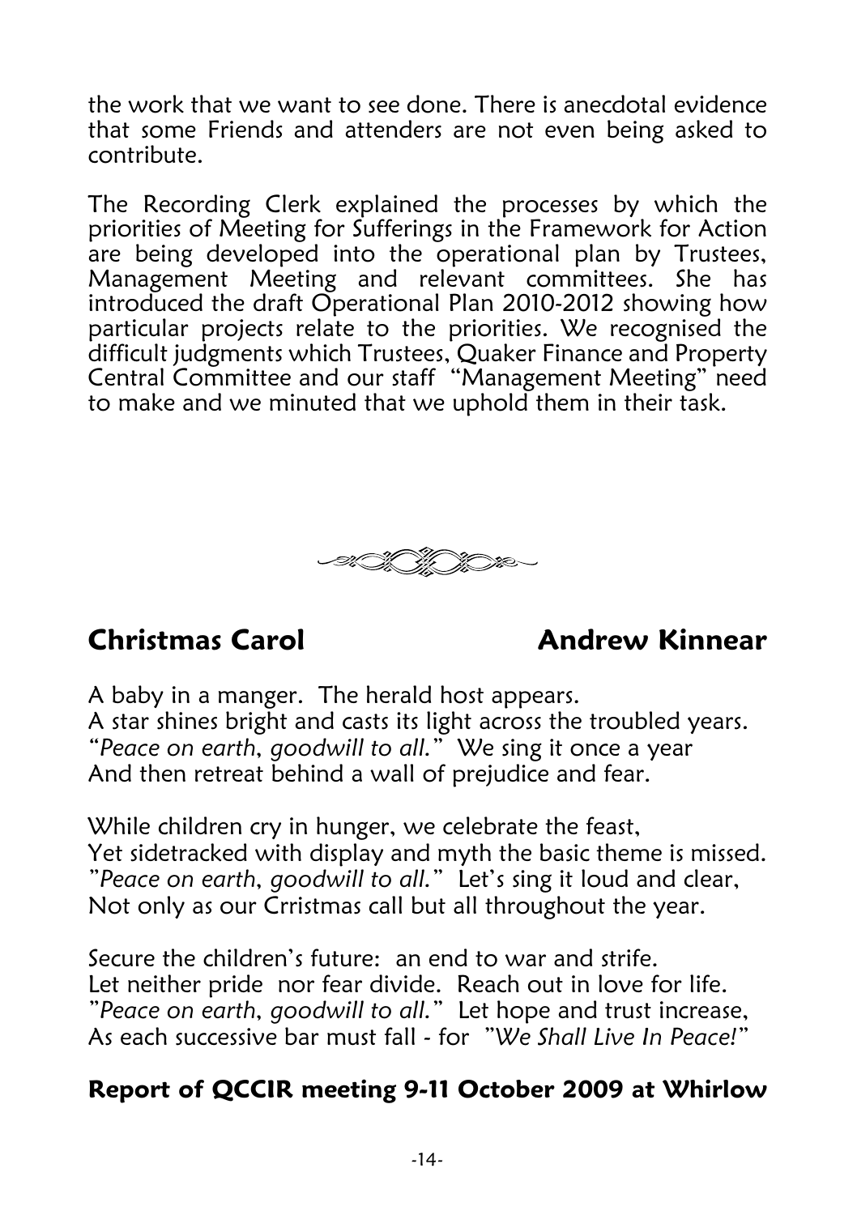the work that we want to see done. There is anecdotal evidence that some Friends and attenders are not even being asked to contribute.

The Recording Clerk explained the processes by which the priorities of Meeting for Sufferings in the Framework for Action are being developed into the operational plan by Trustees, Management Meeting and relevant committees. She has introduced the draft Operational Plan 2010-2012 showing how particular projects relate to the priorities. We recognised the difficult judgments which Trustees, Quaker Finance and Property Central Committee and our staff "Management Meeting" need to make and we minuted that we uphold them in their task.

## Christmas Carol — Andrew Kinnear

A baby in a manger. The herald host appears.
A star shines bright and casts its light across the troubled years.
"*Peace on earth, goodwill to all.*" We sing it once a year
And then retreat behind a wall of prejudice and fear.

While children cry in hunger, we celebrate the feast,
Yet sidetracked with display and myth the basic theme is missed.
"*Peace on earth, goodwill to all.*" Let's sing it loud and clear,
Not only as our Crristmas call but all throughout the year.

Secure the children's future: an end to war and strife.
Let neither pride nor fear divide. Reach out in love for life.
"*Peace on earth, goodwill to all.*" Let hope and trust increase,
As each successive bar must fall - for "*We Shall Live In Peace!*"

## Report of QCCIR meeting 9-11 October 2009 at Whirlow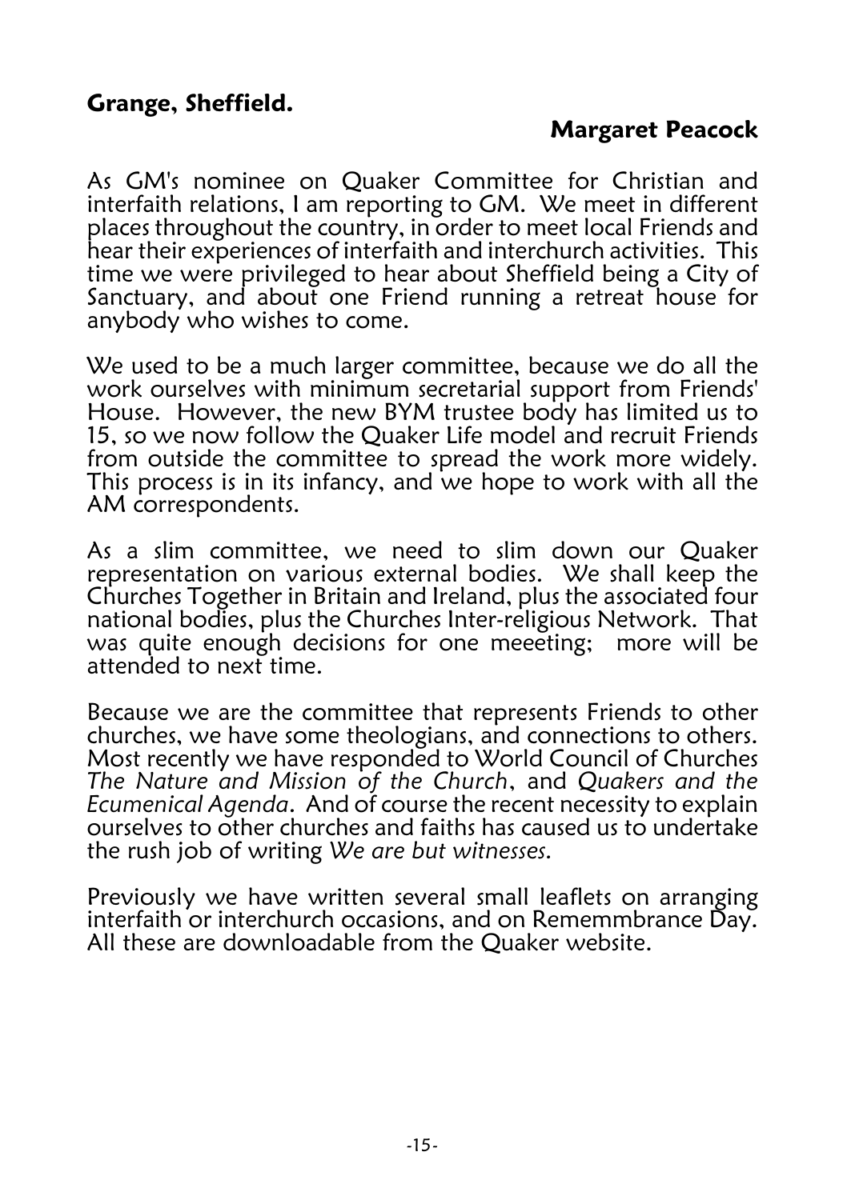## Grange, Sheffield.

**Margaret Peacock**

As GM's nominee on Quaker Committee for Christian and interfaith relations, I am reporting to GM. We meet in different places throughout the country, in order to meet local Friends and hear their experiences of interfaith and interchurch activities. This time we were privileged to hear about Sheffield being a City of Sanctuary, and about one Friend running a retreat house for anybody who wishes to come.

We used to be a much larger committee, because we do all the work ourselves with minimum secretarial support from Friends' House. However, the new BYM trustee body has limited us to 15, so we now follow the Quaker Life model and recruit Friends from outside the committee to spread the work more widely. This process is in its infancy, and we hope to work with all the AM correspondents.

As a slim committee, we need to slim down our Quaker representation on various external bodies. We shall keep the Churches Together in Britain and Ireland, plus the associated four national bodies, plus the Churches Inter-religious Network. That was quite enough decisions for one meeeting; more will be attended to next time.

Because we are the committee that represents Friends to other churches, we have some theologians, and connections to others. Most recently we have responded to World Council of Churches *The Nature and Mission of the Church*, and *Quakers and the Ecumenical Agenda*. And of course the recent necessity to explain ourselves to other churches and faiths has caused us to undertake the rush job of writing *We are but witnesses.*

Previously we have written several small leaflets on arranging interfaith or interchurch occasions, and on Rememmbrance Day. All these are downloadable from the Quaker website.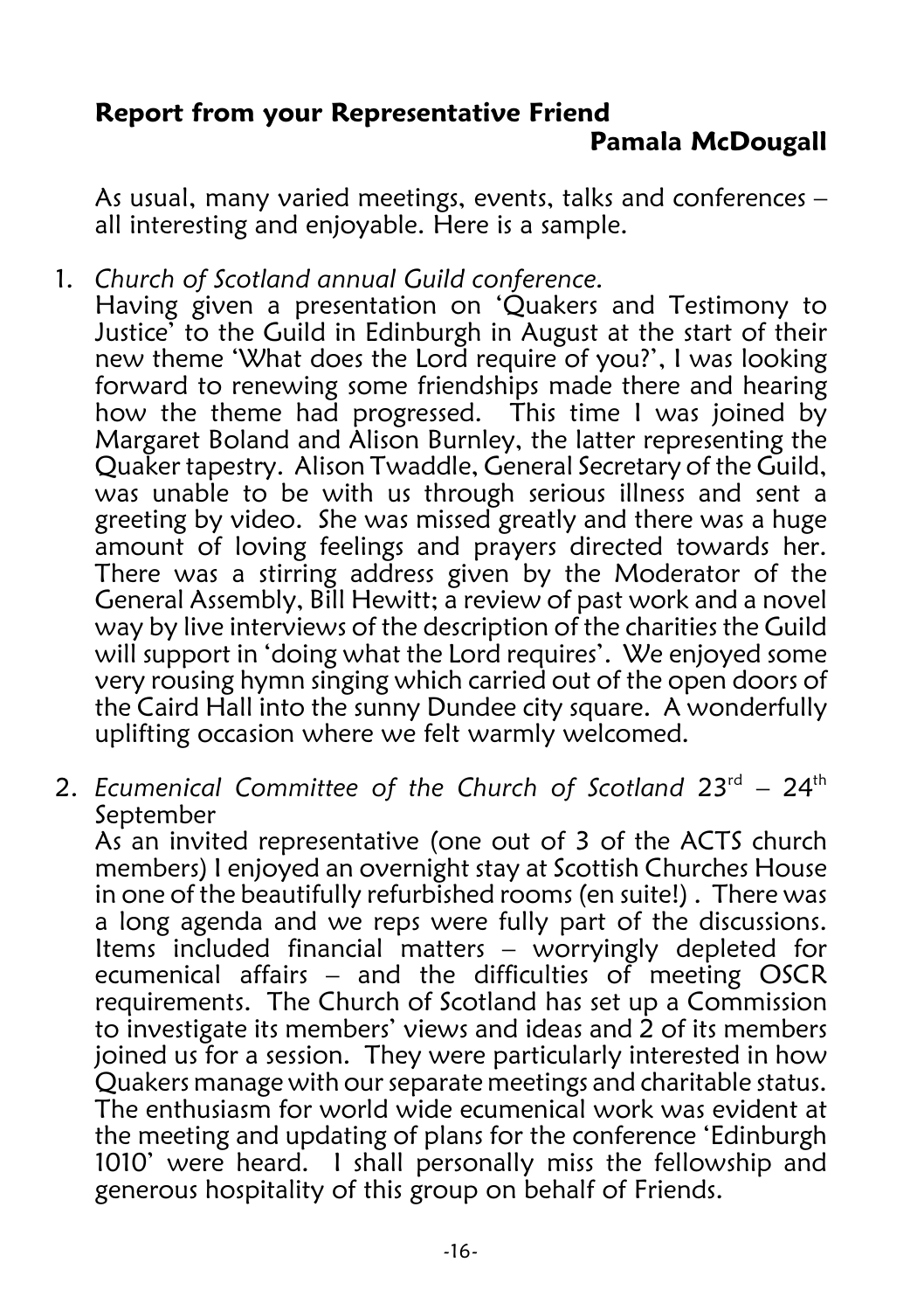## Report from your Representative Friend

**Pamala McDougall**

As usual, many varied meetings, events, talks and conferences – all interesting and enjoyable. Here is a sample.

1. *Church of Scotland annual Guild conference.*
   Having given a presentation on 'Quakers and Testimony to Justice' to the Guild in Edinburgh in August at the start of their new theme 'What does the Lord require of you?', I was looking forward to renewing some friendships made there and hearing how the theme had progressed. This time I was joined by Margaret Boland and Alison Burnley, the latter representing the Quaker tapestry. Alison Twaddle, General Secretary of the Guild, was unable to be with us through serious illness and sent a greeting by video. She was missed greatly and there was a huge amount of loving feelings and prayers directed towards her. There was a stirring address given by the Moderator of the General Assembly, Bill Hewitt; a review of past work and a novel way by live interviews of the description of the charities the Guild will support in 'doing what the Lord requires'. We enjoyed some very rousing hymn singing which carried out of the open doors of the Caird Hall into the sunny Dundee city square. A wonderfully uplifting occasion where we felt warmly welcomed.

2. *Ecumenical Committee of the Church of Scotland* 23rd – 24th September
   As an invited representative (one out of 3 of the ACTS church members) I enjoyed an overnight stay at Scottish Churches House in one of the beautifully refurbished rooms (en suite!) . There was a long agenda and we reps were fully part of the discussions. Items included financial matters – worryingly depleted for ecumenical affairs – and the difficulties of meeting OSCR requirements. The Church of Scotland has set up a Commission to investigate its members' views and ideas and 2 of its members joined us for a session. They were particularly interested in how Quakers manage with our separate meetings and charitable status. The enthusiasm for world wide ecumenical work was evident at the meeting and updating of plans for the conference 'Edinburgh 1010' were heard. I shall personally miss the fellowship and generous hospitality of this group on behalf of Friends.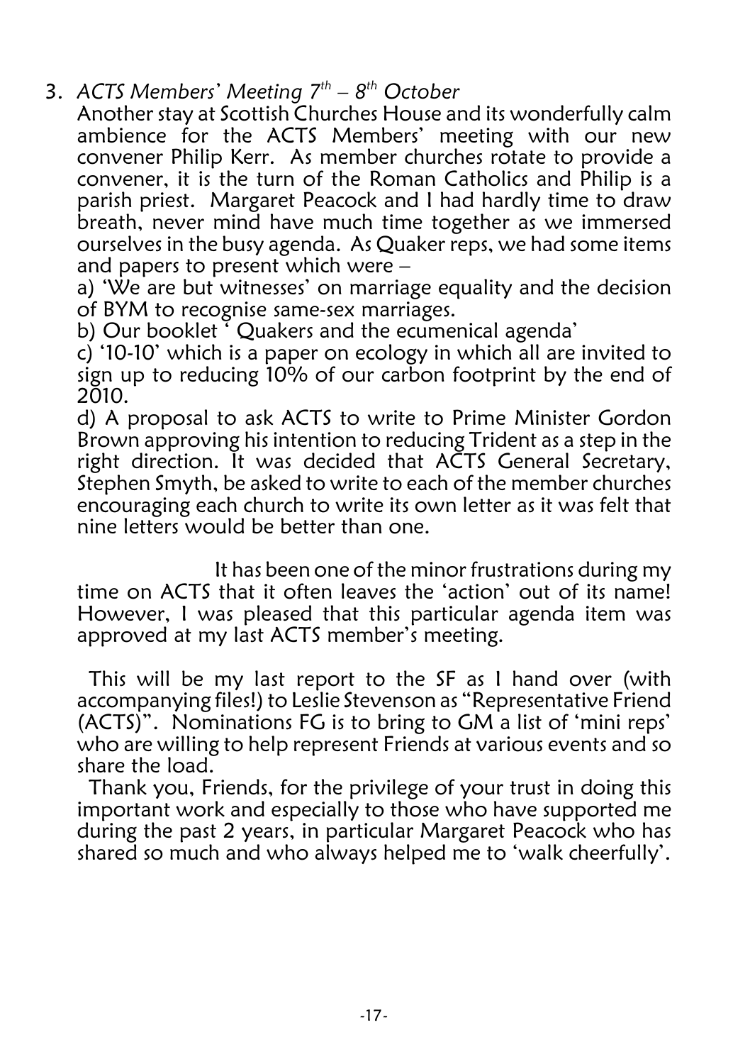3. *ACTS Members' Meeting 7th – 8th October*

Another stay at Scottish Churches House and its wonderfully calm ambience for the ACTS Members' meeting with our new convener Philip Kerr. As member churches rotate to provide a convener, it is the turn of the Roman Catholics and Philip is a parish priest. Margaret Peacock and I had hardly time to draw breath, never mind have much time together as we immersed ourselves in the busy agenda. As Quaker reps, we had some items and papers to present which were –

a) 'We are but witnesses' on marriage equality and the decision of BYM to recognise same-sex marriages.

b) Our booklet ' Quakers and the ecumenical agenda'

c) '10-10' which is a paper on ecology in which all are invited to sign up to reducing 10% of our carbon footprint by the end of 2010.

d) A proposal to ask ACTS to write to Prime Minister Gordon Brown approving his intention to reducing Trident as a step in the right direction. It was decided that ACTS General Secretary, Stephen Smyth, be asked to write to each of the member churches encouraging each church to write its own letter as it was felt that nine letters would be better than one.

It has been one of the minor frustrations during my time on ACTS that it often leaves the 'action' out of its name! However, I was pleased that this particular agenda item was approved at my last ACTS member's meeting.

This will be my last report to the SF as I hand over (with accompanying files!) to Leslie Stevenson as "Representative Friend (ACTS)". Nominations FG is to bring to GM a list of 'mini reps' who are willing to help represent Friends at various events and so share the load.

Thank you, Friends, for the privilege of your trust in doing this important work and especially to those who have supported me during the past 2 years, in particular Margaret Peacock who has shared so much and who always helped me to 'walk cheerfully'.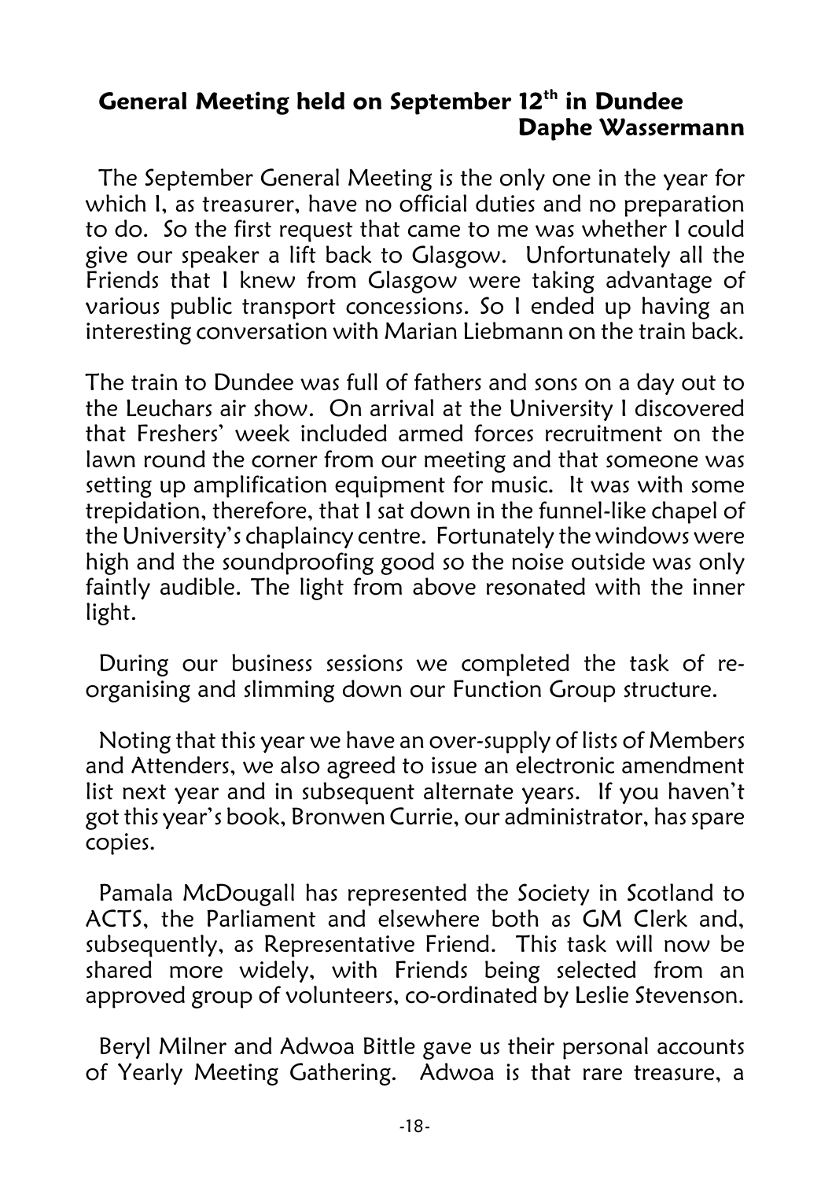## General Meeting held on September 12th in Dundee

**Daphe Wassermann**

The September General Meeting is the only one in the year for which I, as treasurer, have no official duties and no preparation to do. So the first request that came to me was whether I could give our speaker a lift back to Glasgow. Unfortunately all the Friends that I knew from Glasgow were taking advantage of various public transport concessions. So I ended up having an interesting conversation with Marian Liebmann on the train back.

The train to Dundee was full of fathers and sons on a day out to the Leuchars air show. On arrival at the University I discovered that Freshers' week included armed forces recruitment on the lawn round the corner from our meeting and that someone was setting up amplification equipment for music. It was with some trepidation, therefore, that I sat down in the funnel-like chapel of the University's chaplaincy centre. Fortunately the windows were high and the soundproofing good so the noise outside was only faintly audible. The light from above resonated with the inner light.

During our business sessions we completed the task of re-organising and slimming down our Function Group structure.

Noting that this year we have an over-supply of lists of Members and Attenders, we also agreed to issue an electronic amendment list next year and in subsequent alternate years. If you haven't got this year's book, Bronwen Currie, our administrator, has spare copies.

Pamala McDougall has represented the Society in Scotland to ACTS, the Parliament and elsewhere both as GM Clerk and, subsequently, as Representative Friend. This task will now be shared more widely, with Friends being selected from an approved group of volunteers, co-ordinated by Leslie Stevenson.

Beryl Milner and Adwoa Bittle gave us their personal accounts of Yearly Meeting Gathering. Adwoa is that rare treasure, a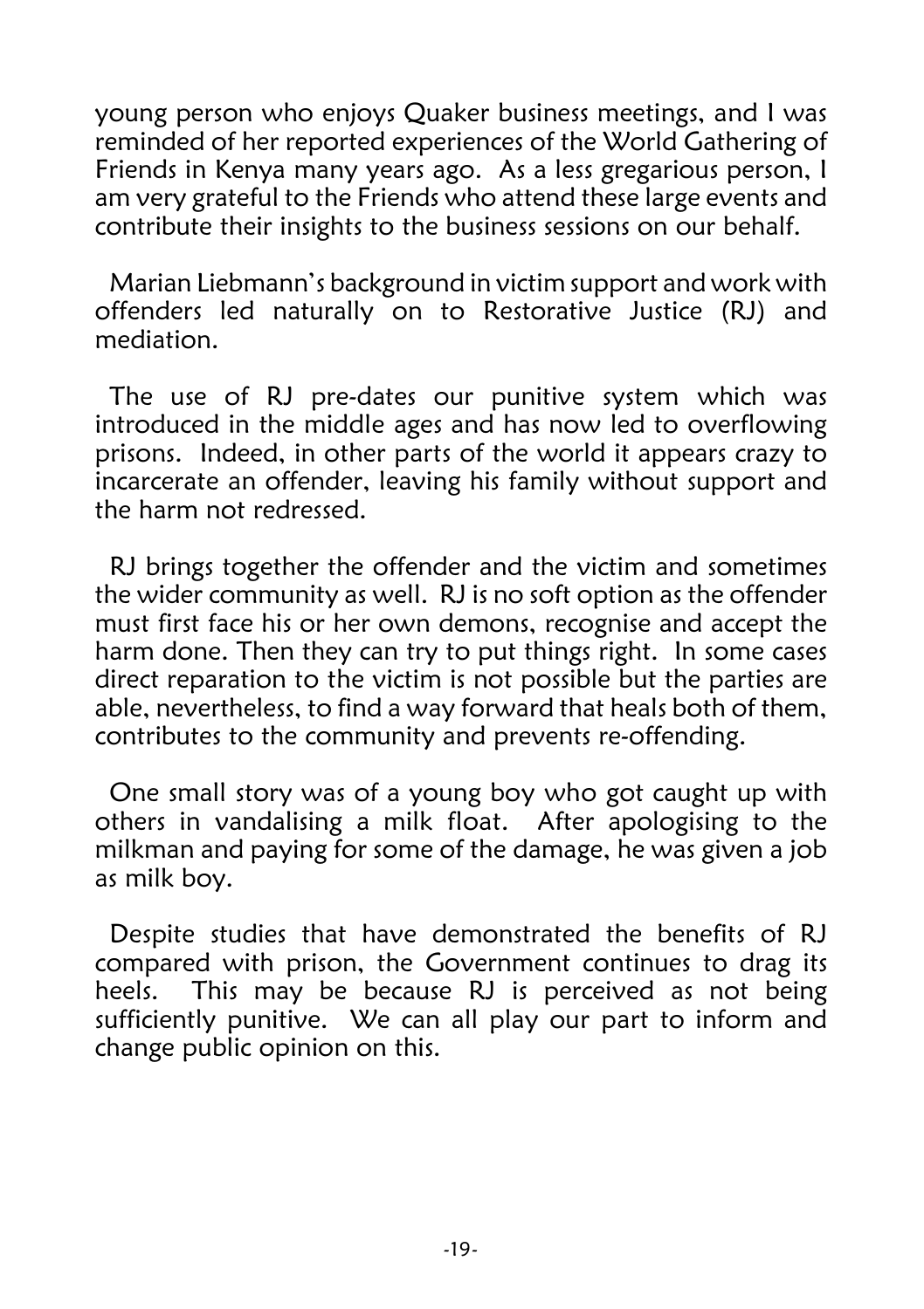young person who enjoys Quaker business meetings, and I was reminded of her reported experiences of the World Gathering of Friends in Kenya many years ago. As a less gregarious person, I am very grateful to the Friends who attend these large events and contribute their insights to the business sessions on our behalf.

Marian Liebmann's background in victim support and work with offenders led naturally on to Restorative Justice (RJ) and mediation.

The use of RJ pre-dates our punitive system which was introduced in the middle ages and has now led to overflowing prisons. Indeed, in other parts of the world it appears crazy to incarcerate an offender, leaving his family without support and the harm not redressed.

RJ brings together the offender and the victim and sometimes the wider community as well. RJ is no soft option as the offender must first face his or her own demons, recognise and accept the harm done. Then they can try to put things right. In some cases direct reparation to the victim is not possible but the parties are able, nevertheless, to find a way forward that heals both of them, contributes to the community and prevents re-offending.

One small story was of a young boy who got caught up with others in vandalising a milk float. After apologising to the milkman and paying for some of the damage, he was given a job as milk boy.

Despite studies that have demonstrated the benefits of RJ compared with prison, the Government continues to drag its heels. This may be because RJ is perceived as not being sufficiently punitive. We can all play our part to inform and change public opinion on this.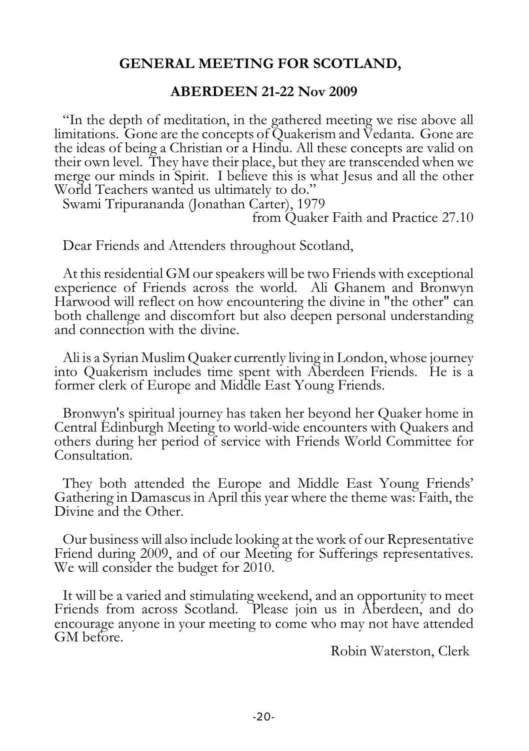## GENERAL MEETING FOR SCOTLAND,

## ABERDEEN 21-22 Nov 2009

"In the depth of meditation, in the gathered meeting we rise above all limitations. Gone are the concepts of Quakerism and Vedanta. Gone are the ideas of being a Christian or a Hindu. All these concepts are valid on their own level. They have their place, but they are transcended when we merge our minds in Spirit. I believe this is what Jesus and all the other World Teachers wanted us ultimately to do."

Swami Tripurananda (Jonathan Carter), 1979

from Quaker Faith and Practice 27.10

Dear Friends and Attenders throughout Scotland,

At this residential GM our speakers will be two Friends with exceptional experience of Friends across the world. Ali Ghanem and Bronwyn Harwood will reflect on how encountering the divine in "the other" can both challenge and discomfort but also deepen personal understanding and connection with the divine.

Ali is a Syrian Muslim Quaker currently living in London, whose journey into Quakerism includes time spent with Aberdeen Friends. He is a former clerk of Europe and Middle East Young Friends.

Bronwyn's spiritual journey has taken her beyond her Quaker home in Central Edinburgh Meeting to world-wide encounters with Quakers and others during her period of service with Friends World Committee for Consultation.

They both attended the Europe and Middle East Young Friends' Gathering in Damascus in April this year where the theme was: Faith, the Divine and the Other.

Our business will also include looking at the work of our Representative Friend during 2009, and of our Meeting for Sufferings representatives. We will consider the budget for 2010.

It will be a varied and stimulating weekend, and an opportunity to meet Friends from across Scotland. Please join us in Aberdeen, and do encourage anyone in your meeting to come who may not have attended GM before.

Robin Waterston, Clerk